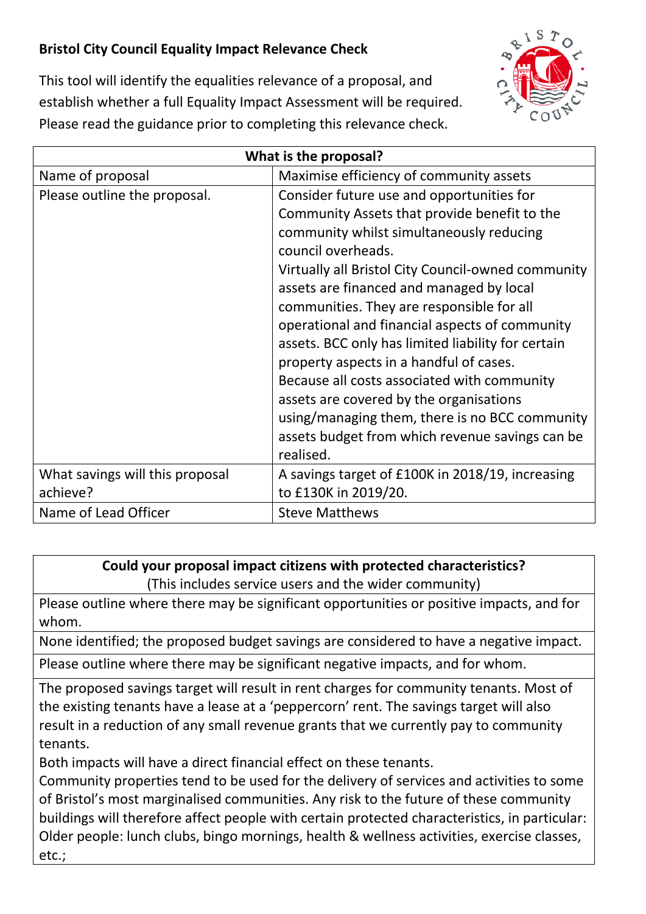## Bristol City Council Equality Impact Relevance Check

This tool will identify the equalities relevance of a proposal, and establish whether a full Equality Impact Assessment will be required. Please read the guidance prior to completing this relevance check.

| What is the proposal? | |
|---|---|
| Name of proposal | Maximise efficiency of community assets |
| Please outline the proposal. | Consider future use and opportunities for Community Assets that provide benefit to the community whilst simultaneously reducing council overheads.<br>Virtually all Bristol City Council-owned community assets are financed and managed by local communities. They are responsible for all operational and financial aspects of community assets. BCC only has limited liability for certain property aspects in a handful of cases.<br>Because all costs associated with community assets are covered by the organisations using/managing them, there is no BCC community assets budget from which revenue savings can be realised. |
| What savings will this proposal achieve? | A savings target of £100K in 2018/19, increasing to £130K in 2019/20. |
| Name of Lead Officer | Steve Matthews |

| **Could your proposal impact citizens with protected characteristics?**<br>(This includes service users and the wider community) |
|---|
| Please outline where there may be significant opportunities or positive impacts, and for whom. |
| None identified; the proposed budget savings are considered to have a negative impact. |
| Please outline where there may be significant negative impacts, and for whom. |
| The proposed savings target will result in rent charges for community tenants. Most of the existing tenants have a lease at a 'peppercorn' rent. The savings target will also result in a reduction of any small revenue grants that we currently pay to community tenants.<br>Both impacts will have a direct financial effect on these tenants.<br>Community properties tend to be used for the delivery of services and activities to some of Bristol's most marginalised communities. Any risk to the future of these community buildings will therefore affect people with certain protected characteristics, in particular:<br>Older people: lunch clubs, bingo mornings, health & wellness activities, exercise classes, etc.; |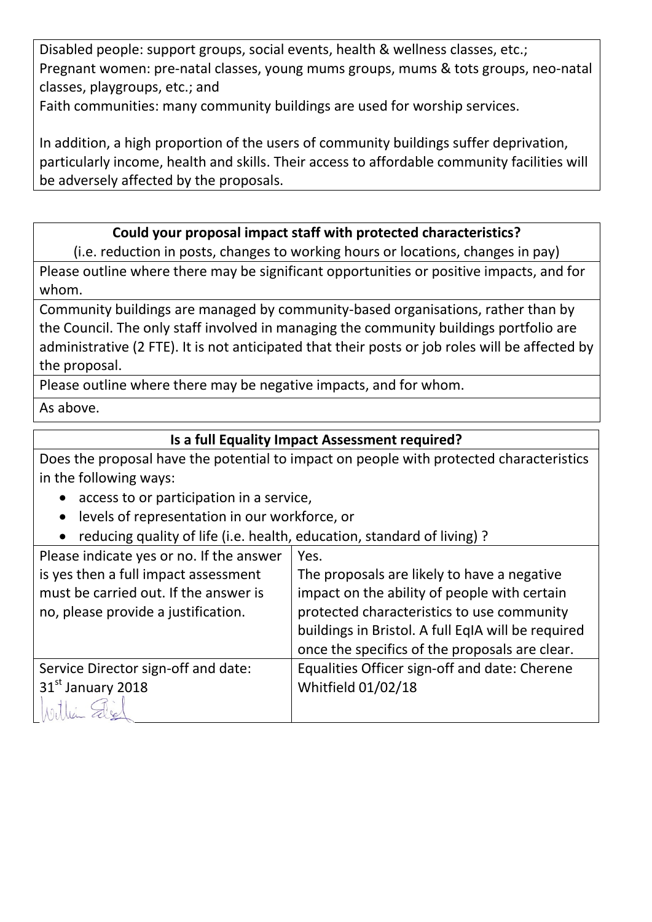Disabled people: support groups, social events, health & wellness classes, etc.;
Pregnant women: pre-natal classes, young mums groups, mums & tots groups, neo-natal classes, playgroups, etc.; and
Faith communities: many community buildings are used for worship services.

In addition, a high proportion of the users of community buildings suffer deprivation, particularly income, health and skills. Their access to affordable community facilities will be adversely affected by the proposals.

**Could your proposal impact staff with protected characteristics?**

(i.e. reduction in posts, changes to working hours or locations, changes in pay)

Please outline where there may be significant opportunities or positive impacts, and for whom.

Community buildings are managed by community-based organisations, rather than by the Council. The only staff involved in managing the community buildings portfolio are administrative (2 FTE). It is not anticipated that their posts or job roles will be affected by the proposal.

Please outline where there may be negative impacts, and for whom.

As above.

**Is a full Equality Impact Assessment required?**

Does the proposal have the potential to impact on people with protected characteristics in the following ways:

- access to or participation in a service,
- levels of representation in our workforce, or
- reducing quality of life (i.e. health, education, standard of living) ?

| | |
|---|---|
| Please indicate yes or no. If the answer is yes then a full impact assessment must be carried out. If the answer is no, please provide a justification. | Yes.<br>The proposals are likely to have a negative impact on the ability of people with certain protected characteristics to use community buildings in Bristol. A full EqIA will be required once the specifics of the proposals are clear. |
| Service Director sign-off and date:<br>31st January 2018 | Equalities Officer sign-off and date: Cherene Whitfield 01/02/18 |